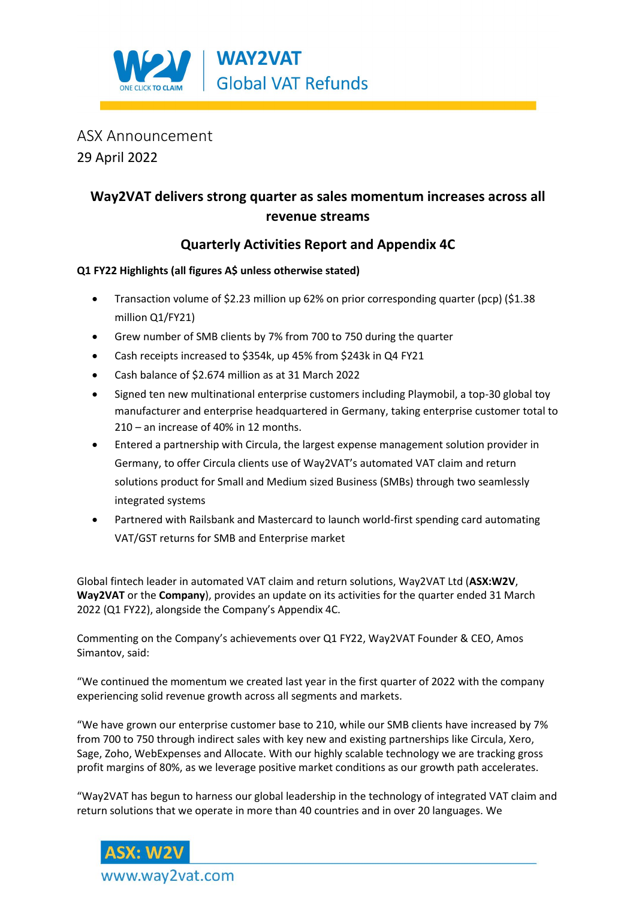WAY2VAT
Global VAT Refunds

ASX Announcement
29 April 2022

## Way2VAT delivers strong quarter as sales momentum increases across all revenue streams

## Quarterly Activities Report and Appendix 4C

**Q1 FY22 Highlights (all figures A$ unless otherwise stated)**

- Transaction volume of $2.23 million up 62% on prior corresponding quarter (pcp) ($1.38 million Q1/FY21)
- Grew number of SMB clients by 7% from 700 to 750 during the quarter
- Cash receipts increased to $354k, up 45% from $243k in Q4 FY21
- Cash balance of $2.674 million as at 31 March 2022
- Signed ten new multinational enterprise customers including Playmobil, a top-30 global toy manufacturer and enterprise headquartered in Germany, taking enterprise customer total to 210 – an increase of 40% in 12 months.
- Entered a partnership with Circula, the largest expense management solution provider in Germany, to offer Circula clients use of Way2VAT's automated VAT claim and return solutions product for Small and Medium sized Business (SMBs) through two seamlessly integrated systems
- Partnered with Railsbank and Mastercard to launch world-first spending card automating VAT/GST returns for SMB and Enterprise market

Global fintech leader in automated VAT claim and return solutions, Way2VAT Ltd (**ASX:W2V**, **Way2VAT** or the **Company**), provides an update on its activities for the quarter ended 31 March 2022 (Q1 FY22), alongside the Company's Appendix 4C.

Commenting on the Company's achievements over Q1 FY22, Way2VAT Founder & CEO, Amos Simantov, said:

"We continued the momentum we created last year in the first quarter of 2022 with the company experiencing solid revenue growth across all segments and markets.

"We have grown our enterprise customer base to 210, while our SMB clients have increased by 7% from 700 to 750 through indirect sales with key new and existing partnerships like Circula, Xero, Sage, Zoho, WebExpenses and Allocate. With our highly scalable technology we are tracking gross profit margins of 80%, as we leverage positive market conditions as our growth path accelerates.

"Way2VAT has begun to harness our global leadership in the technology of integrated VAT claim and return solutions that we operate in more than 40 countries and in over 20 languages. We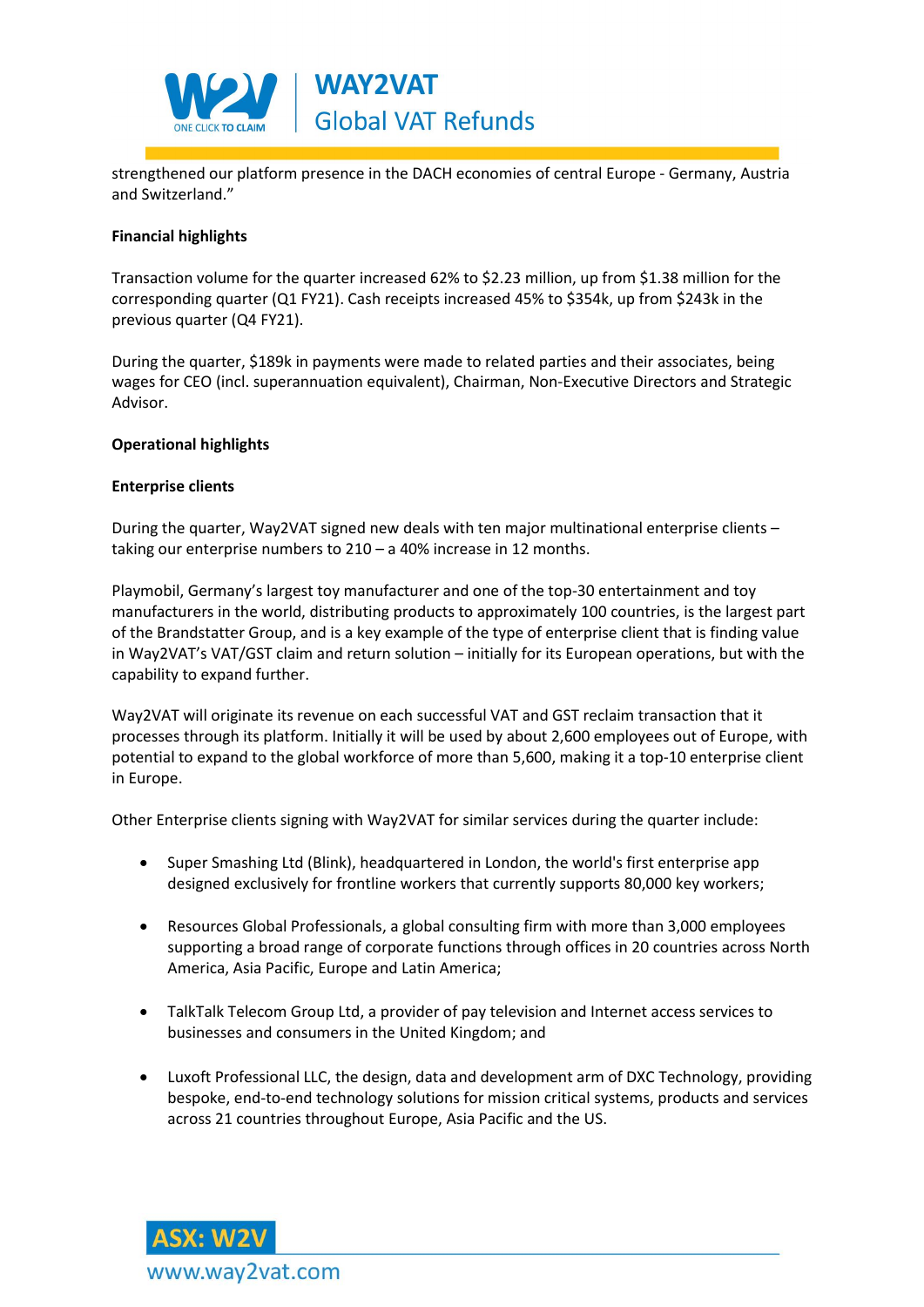strengthened our platform presence in the DACH economies of central Europe - Germany, Austria and Switzerland."

**Financial highlights**

Transaction volume for the quarter increased 62% to $2.23 million, up from $1.38 million for the corresponding quarter (Q1 FY21). Cash receipts increased 45% to $354k, up from $243k in the previous quarter (Q4 FY21).

During the quarter, $189k in payments were made to related parties and their associates, being wages for CEO (incl. superannuation equivalent), Chairman, Non-Executive Directors and Strategic Advisor.

**Operational highlights**

**Enterprise clients**

During the quarter, Way2VAT signed new deals with ten major multinational enterprise clients – taking our enterprise numbers to 210 – a 40% increase in 12 months.

Playmobil, Germany's largest toy manufacturer and one of the top-30 entertainment and toy manufacturers in the world, distributing products to approximately 100 countries, is the largest part of the Brandstatter Group, and is a key example of the type of enterprise client that is finding value in Way2VAT's VAT/GST claim and return solution – initially for its European operations, but with the capability to expand further.

Way2VAT will originate its revenue on each successful VAT and GST reclaim transaction that it processes through its platform. Initially it will be used by about 2,600 employees out of Europe, with potential to expand to the global workforce of more than 5,600, making it a top-10 enterprise client in Europe.

Other Enterprise clients signing with Way2VAT for similar services during the quarter include:

- Super Smashing Ltd (Blink), headquartered in London, the world's first enterprise app designed exclusively for frontline workers that currently supports 80,000 key workers;

- Resources Global Professionals, a global consulting firm with more than 3,000 employees supporting a broad range of corporate functions through offices in 20 countries across North America, Asia Pacific, Europe and Latin America;

- TalkTalk Telecom Group Ltd, a provider of pay television and Internet access services to businesses and consumers in the United Kingdom; and

- Luxoft Professional LLC, the design, data and development arm of DXC Technology, providing bespoke, end-to-end technology solutions for mission critical systems, products and services across 21 countries throughout Europe, Asia Pacific and the US.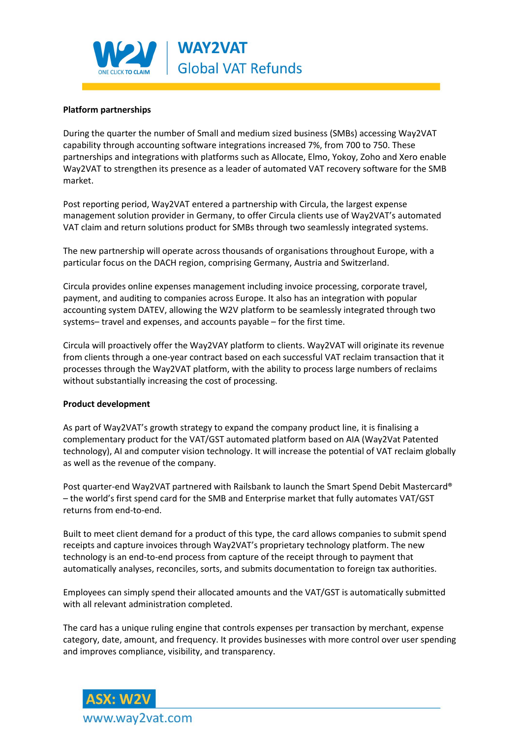**Platform partnerships**

During the quarter the number of Small and medium sized business (SMBs) accessing Way2VAT capability through accounting software integrations increased 7%, from 700 to 750. These partnerships and integrations with platforms such as Allocate, Elmo, Yokoy, Zoho and Xero enable Way2VAT to strengthen its presence as a leader of automated VAT recovery software for the SMB market.

Post reporting period, Way2VAT entered a partnership with Circula, the largest expense management solution provider in Germany, to offer Circula clients use of Way2VAT's automated VAT claim and return solutions product for SMBs through two seamlessly integrated systems.

The new partnership will operate across thousands of organisations throughout Europe, with a particular focus on the DACH region, comprising Germany, Austria and Switzerland.

Circula provides online expenses management including invoice processing, corporate travel, payment, and auditing to companies across Europe. It also has an integration with popular accounting system DATEV, allowing the W2V platform to be seamlessly integrated through two systems– travel and expenses, and accounts payable – for the first time.

Circula will proactively offer the Way2VAY platform to clients. Way2VAT will originate its revenue from clients through a one-year contract based on each successful VAT reclaim transaction that it processes through the Way2VAT platform, with the ability to process large numbers of reclaims without substantially increasing the cost of processing.

**Product development**

As part of Way2VAT's growth strategy to expand the company product line, it is finalising a complementary product for the VAT/GST automated platform based on AIA (Way2Vat Patented technology), AI and computer vision technology. It will increase the potential of VAT reclaim globally as well as the revenue of the company.

Post quarter-end Way2VAT partnered with Railsbank to launch the Smart Spend Debit Mastercard® – the world's first spend card for the SMB and Enterprise market that fully automates VAT/GST returns from end-to-end.

Built to meet client demand for a product of this type, the card allows companies to submit spend receipts and capture invoices through Way2VAT's proprietary technology platform. The new technology is an end-to-end process from capture of the receipt through to payment that automatically analyses, reconciles, sorts, and submits documentation to foreign tax authorities.

Employees can simply spend their allocated amounts and the VAT/GST is automatically submitted with all relevant administration completed.

The card has a unique ruling engine that controls expenses per transaction by merchant, expense category, date, amount, and frequency. It provides businesses with more control over user spending and improves compliance, visibility, and transparency.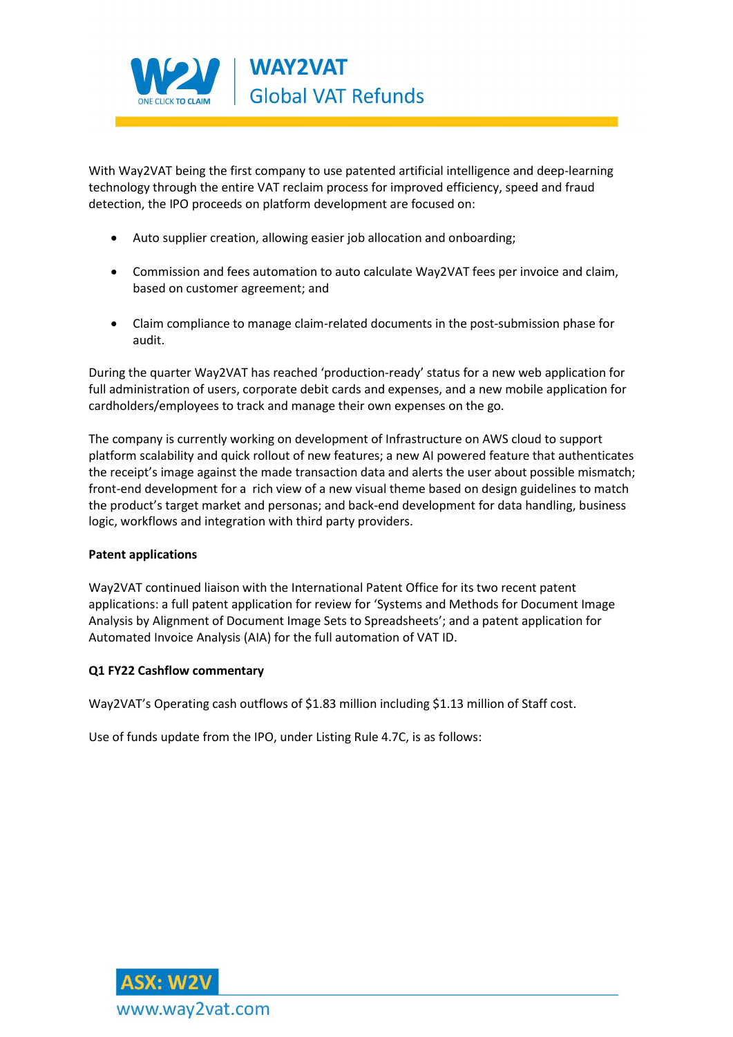With Way2VAT being the first company to use patented artificial intelligence and deep-learning technology through the entire VAT reclaim process for improved efficiency, speed and fraud detection, the IPO proceeds on platform development are focused on:

- Auto supplier creation, allowing easier job allocation and onboarding;
- Commission and fees automation to auto calculate Way2VAT fees per invoice and claim, based on customer agreement; and
- Claim compliance to manage claim-related documents in the post-submission phase for audit.

During the quarter Way2VAT has reached 'production-ready' status for a new web application for full administration of users, corporate debit cards and expenses, and a new mobile application for cardholders/employees to track and manage their own expenses on the go.

The company is currently working on development of Infrastructure on AWS cloud to support platform scalability and quick rollout of new features; a new AI powered feature that authenticates the receipt's image against the made transaction data and alerts the user about possible mismatch; front-end development for a rich view of a new visual theme based on design guidelines to match the product's target market and personas; and back-end development for data handling, business logic, workflows and integration with third party providers.

**Patent applications**

Way2VAT continued liaison with the International Patent Office for its two recent patent applications: a full patent application for review for 'Systems and Methods for Document Image Analysis by Alignment of Document Image Sets to Spreadsheets'; and a patent application for Automated Invoice Analysis (AIA) for the full automation of VAT ID.

**Q1 FY22 Cashflow commentary**

Way2VAT's Operating cash outflows of $1.83 million including $1.13 million of Staff cost.

Use of funds update from the IPO, under Listing Rule 4.7C, is as follows: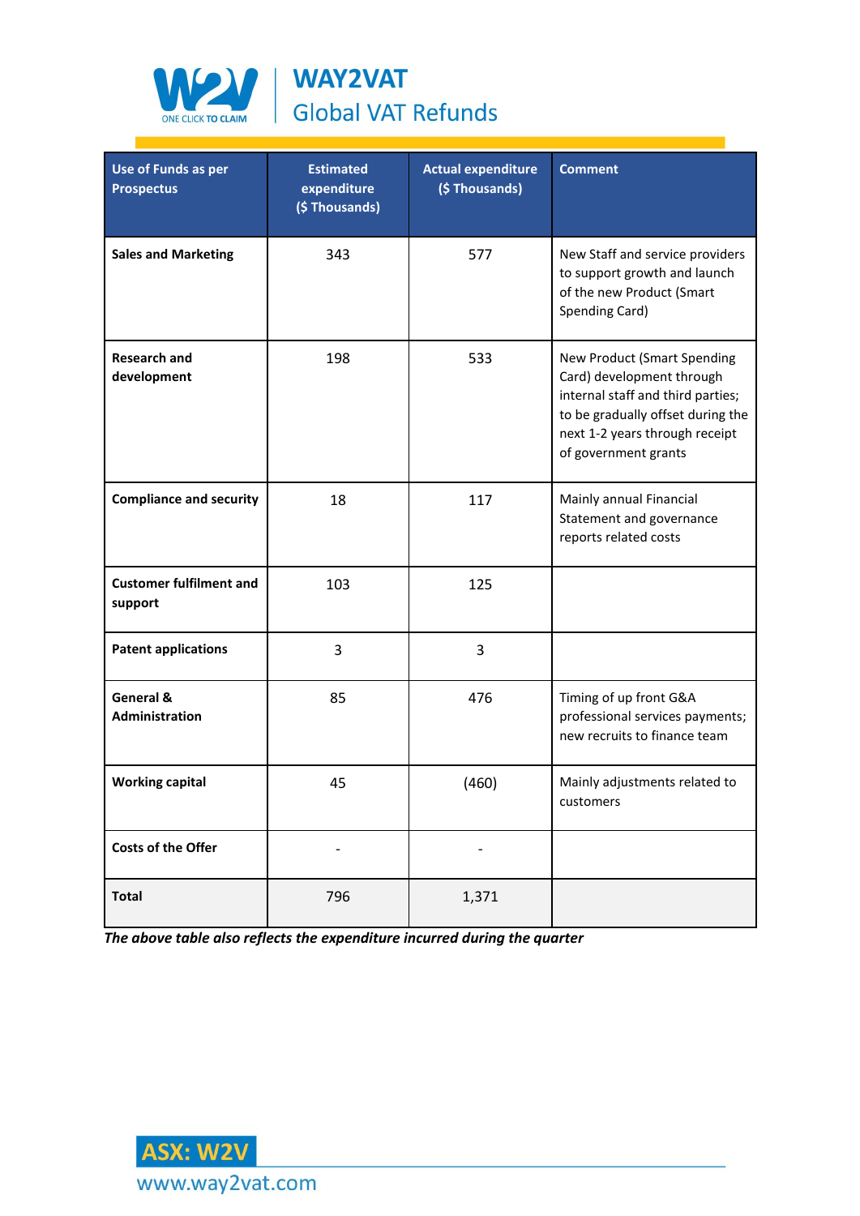| Use of Funds as per Prospectus | Estimated expenditure ($ Thousands) | Actual expenditure ($ Thousands) | Comment |
|---|---|---|---|
| **Sales and Marketing** | 343 | 577 | New Staff and service providers to support growth and launch of the new Product (Smart Spending Card) |
| **Research and development** | 198 | 533 | New Product (Smart Spending Card) development through internal staff and third parties; to be gradually offset during the next 1-2 years through receipt of government grants |
| **Compliance and security** | 18 | 117 | Mainly annual Financial Statement and governance reports related costs |
| **Customer fulfilment and support** | 103 | 125 | |
| **Patent applications** | 3 | 3 | |
| **General & Administration** | 85 | 476 | Timing of up front G&A professional services payments; new recruits to finance team |
| **Working capital** | 45 | (460) | Mainly adjustments related to customers |
| **Costs of the Offer** | - | - | |
| **Total** | 796 | 1,371 | |

***The above table also reflects the expenditure incurred during the quarter***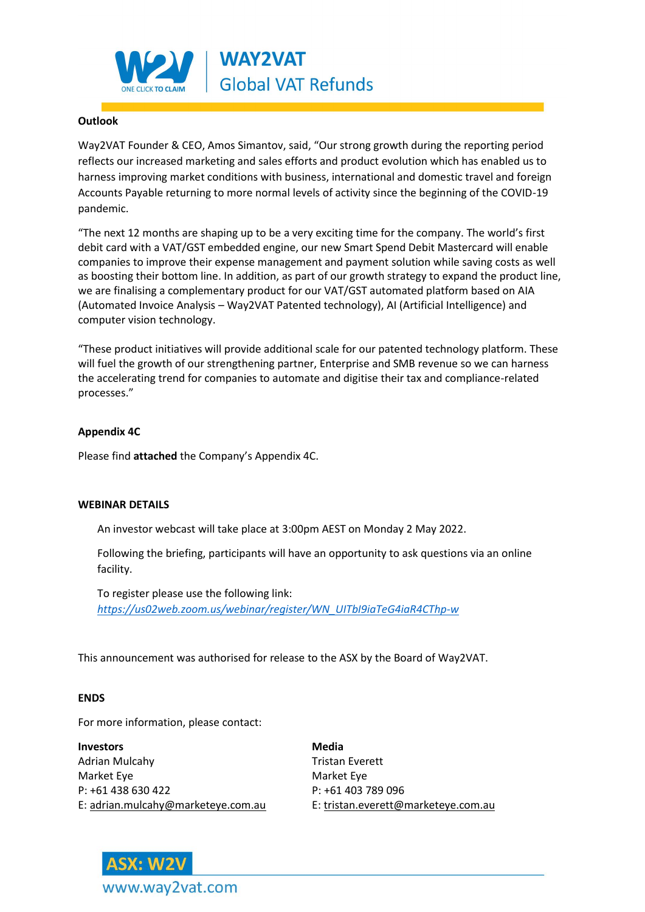**Outlook**

Way2VAT Founder & CEO, Amos Simantov, said, "Our strong growth during the reporting period reflects our increased marketing and sales efforts and product evolution which has enabled us to harness improving market conditions with business, international and domestic travel and foreign Accounts Payable returning to more normal levels of activity since the beginning of the COVID-19 pandemic.

"The next 12 months are shaping up to be a very exciting time for the company. The world's first debit card with a VAT/GST embedded engine, our new Smart Spend Debit Mastercard will enable companies to improve their expense management and payment solution while saving costs as well as boosting their bottom line. In addition, as part of our growth strategy to expand the product line, we are finalising a complementary product for our VAT/GST automated platform based on AIA (Automated Invoice Analysis – Way2VAT Patented technology), AI (Artificial Intelligence) and computer vision technology.

"These product initiatives will provide additional scale for our patented technology platform. These will fuel the growth of our strengthening partner, Enterprise and SMB revenue so we can harness the accelerating trend for companies to automate and digitise their tax and compliance-related processes."

**Appendix 4C**

Please find **attached** the Company's Appendix 4C.

**WEBINAR DETAILS**

An investor webcast will take place at 3:00pm AEST on Monday 2 May 2022.

Following the briefing, participants will have an opportunity to ask questions via an online facility.

To register please use the following link:
*https://us02web.zoom.us/webinar/register/WN_UITbI9iaTeG4iaR4CThp-w*

This announcement was authorised for release to the ASX by the Board of Way2VAT.

**ENDS**

For more information, please contact:

**Investors**
Adrian Mulcahy
Market Eye
P: +61 438 630 422
E: adrian.mulcahy@marketeye.com.au

**Media**
Tristan Everett
Market Eye
P: +61 403 789 096
E: tristan.everett@marketeye.com.au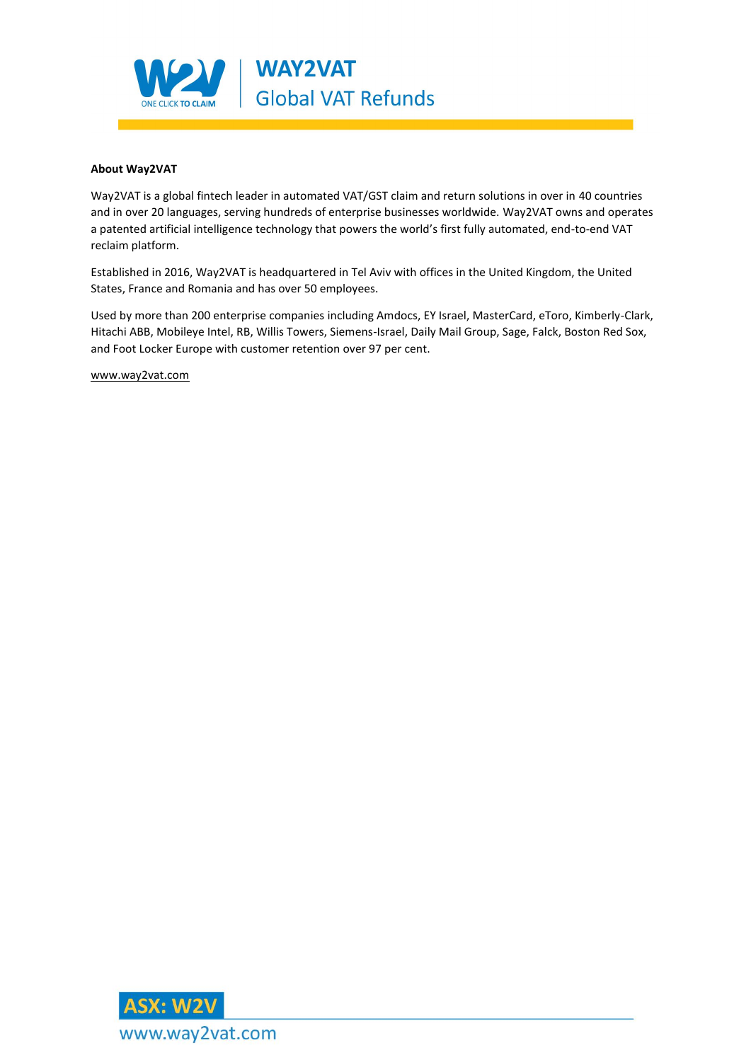**About Way2VAT**

Way2VAT is a global fintech leader in automated VAT/GST claim and return solutions in over in 40 countries and in over 20 languages, serving hundreds of enterprise businesses worldwide. Way2VAT owns and operates a patented artificial intelligence technology that powers the world's first fully automated, end-to-end VAT reclaim platform.

Established in 2016, Way2VAT is headquartered in Tel Aviv with offices in the United Kingdom, the United States, France and Romania and has over 50 employees.

Used by more than 200 enterprise companies including Amdocs, EY Israel, MasterCard, eToro, Kimberly-Clark, Hitachi ABB, Mobileye Intel, RB, Willis Towers, Siemens-Israel, Daily Mail Group, Sage, Falck, Boston Red Sox, and Foot Locker Europe with customer retention over 97 per cent.

www.way2vat.com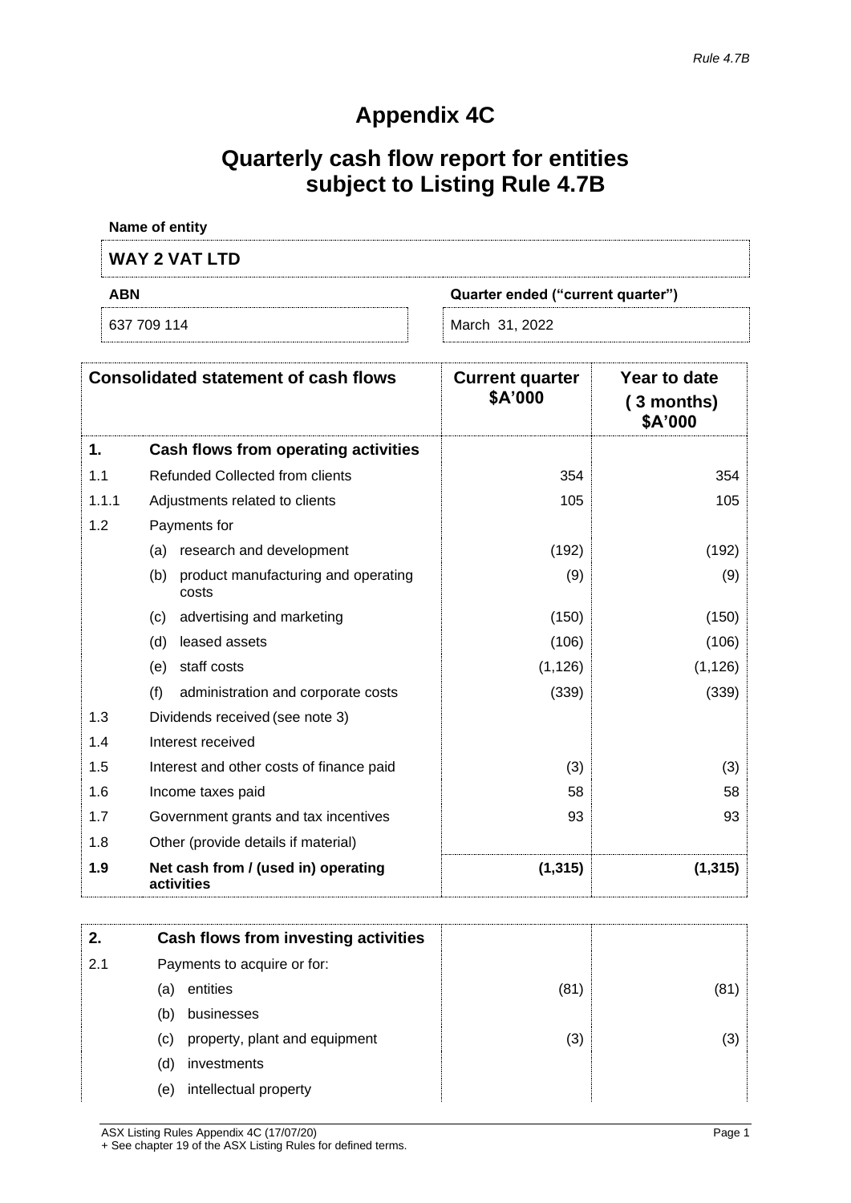# Appendix 4C

# Quarterly cash flow report for entities subject to Listing Rule 4.7B

**Name of entity**

| **WAY 2 VAT LTD** | |
|---|---|
| **ABN** | **Quarter ended ("current quarter")** |
| 637 709 114 | March 31, 2022 |

| | **Consolidated statement of cash flows** | **Current quarter $A'000** | **Year to date ( 3 months) $A'000** |
|---|---|---|---|
| **1.** | **Cash flows from operating activities** | | |
| 1.1 | Refunded Collected from clients | 354 | 354 |
| 1.1.1 | Adjustments related to clients | 105 | 105 |
| 1.2 | Payments for | | |
| | (a) research and development | (192) | (192) |
| | (b) product manufacturing and operating costs | (9) | (9) |
| | (c) advertising and marketing | (150) | (150) |
| | (d) leased assets | (106) | (106) |
| | (e) staff costs | (1,126) | (1,126) |
| | (f) administration and corporate costs | (339) | (339) |
| 1.3 | Dividends received (see note 3) | | |
| 1.4 | Interest received | | |
| 1.5 | Interest and other costs of finance paid | (3) | (3) |
| 1.6 | Income taxes paid | 58 | 58 |
| 1.7 | Government grants and tax incentives | 93 | 93 |
| 1.8 | Other (provide details if material) | | |
| **1.9** | **Net cash from / (used in) operating activities** | **(1,315)** | **(1,315)** |

| | | | |
|---|---|---|---|
| **2.** | **Cash flows from investing activities** | | |
| 2.1 | Payments to acquire or for: | | |
| | (a) entities | (81) | (81) |
| | (b) businesses | | |
| | (c) property, plant and equipment | (3) | (3) |
| | (d) investments | | |
| | (e) intellectual property | | |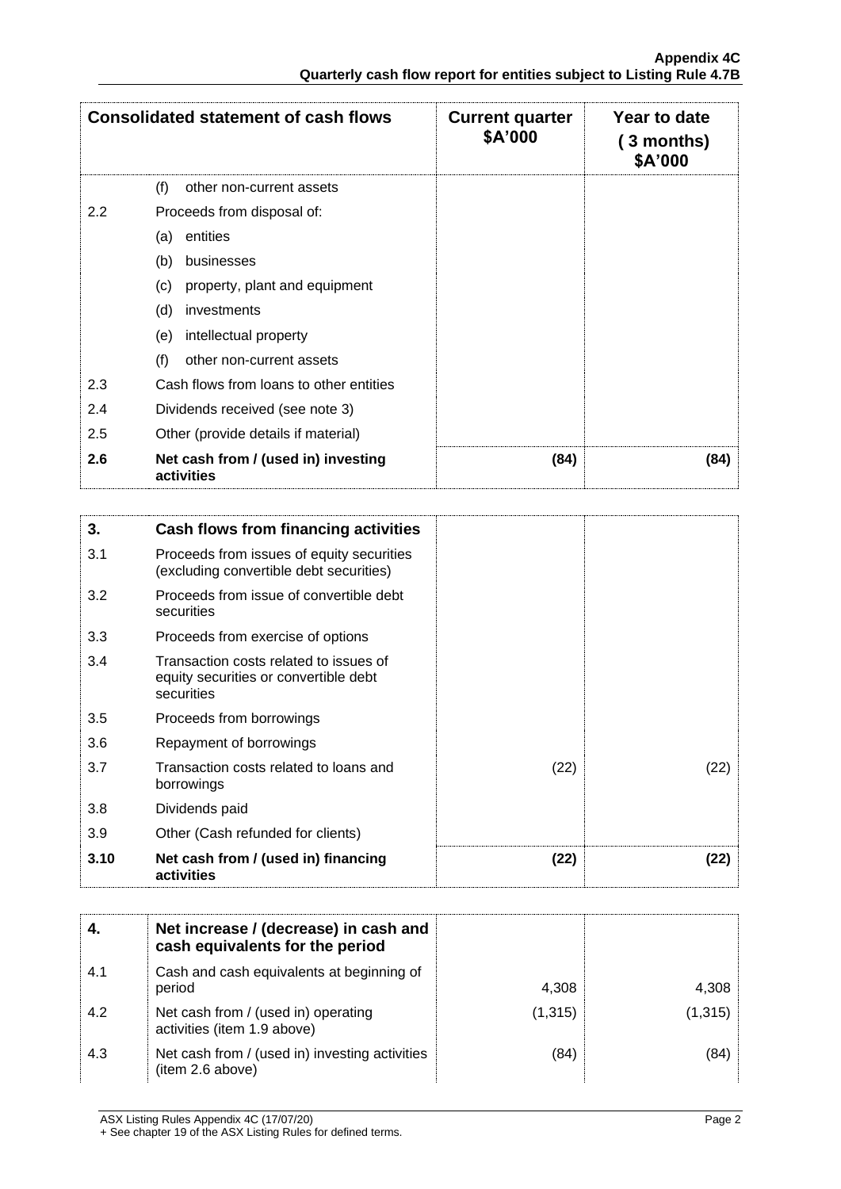| Consolidated statement of cash flows | | Current quarter $A'000 | Year to date (3 months) $A'000 |
|---|---|---|---|
| | (f) other non-current assets | | |
| 2.2 | Proceeds from disposal of: | | |
| | (a) entities | | |
| | (b) businesses | | |
| | (c) property, plant and equipment | | |
| | (d) investments | | |
| | (e) intellectual property | | |
| | (f) other non-current assets | | |
| 2.3 | Cash flows from loans to other entities | | |
| 2.4 | Dividends received (see note 3) | | |
| 2.5 | Other (provide details if material) | | |
| **2.6** | **Net cash from / (used in) investing activities** | **(84)** | **(84)** |

| **3.** | **Cash flows from financing activities** | | |
|---|---|---|---|
| 3.1 | Proceeds from issues of equity securities (excluding convertible debt securities) | | |
| 3.2 | Proceeds from issue of convertible debt securities | | |
| 3.3 | Proceeds from exercise of options | | |
| 3.4 | Transaction costs related to issues of equity securities or convertible debt securities | | |
| 3.5 | Proceeds from borrowings | | |
| 3.6 | Repayment of borrowings | | |
| 3.7 | Transaction costs related to loans and borrowings | (22) | (22) |
| 3.8 | Dividends paid | | |
| 3.9 | Other (Cash refunded for clients) | | |
| **3.10** | **Net cash from / (used in) financing activities** | **(22)** | **(22)** |

| **4.** | **Net increase / (decrease) in cash and cash equivalents for the period** | | |
|---|---|---|---|
| 4.1 | Cash and cash equivalents at beginning of period | 4,308 | 4,308 |
| 4.2 | Net cash from / (used in) operating activities (item 1.9 above) | (1,315) | (1,315) |
| 4.3 | Net cash from / (used in) investing activities (item 2.6 above) | (84) | (84) |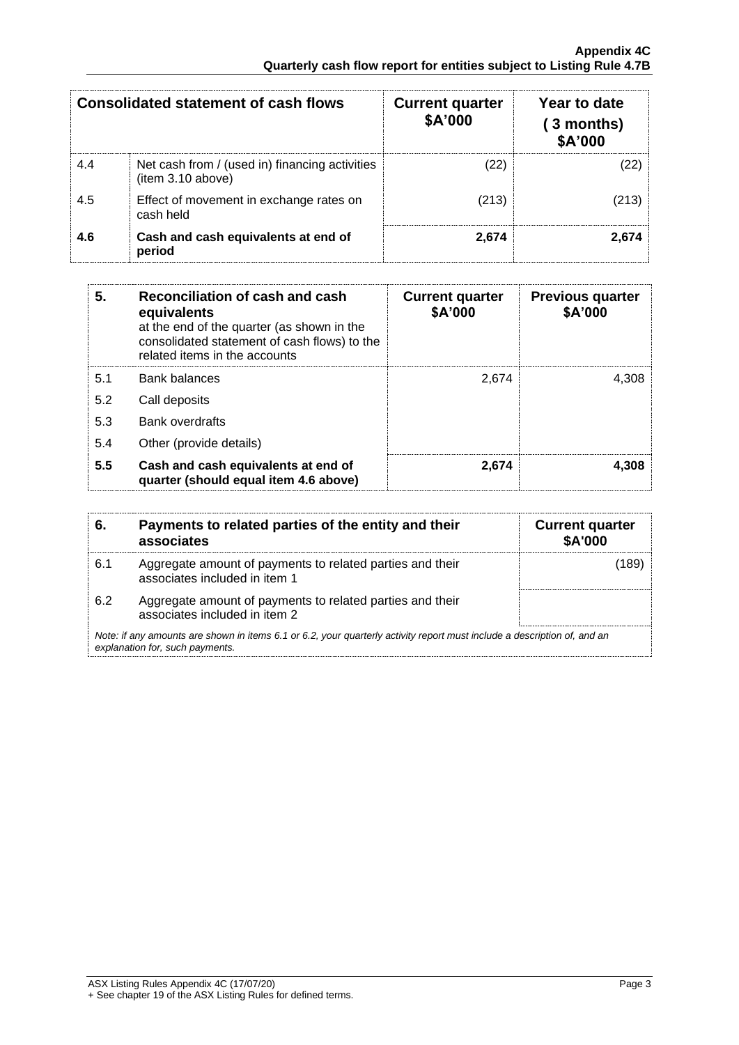| | Consolidated statement of cash flows | Current quarter $A'000 | Year to date (3 months) $A'000 |
|---|---|---|---|
| 4.4 | Net cash from / (used in) financing activities (item 3.10 above) | (22) | (22) |
| 4.5 | Effect of movement in exchange rates on cash held | (213) | (213) |
| **4.6** | **Cash and cash equivalents at end of period** | **2,674** | **2,674** |

| **5.** | **Reconciliation of cash and cash equivalents** at the end of the quarter (as shown in the consolidated statement of cash flows) to the related items in the accounts | **Current quarter $A'000** | **Previous quarter $A'000** |
|---|---|---|---|
| 5.1 | Bank balances | 2,674 | 4,308 |
| 5.2 | Call deposits | | |
| 5.3 | Bank overdrafts | | |
| 5.4 | Other (provide details) | | |
| **5.5** | **Cash and cash equivalents at end of quarter (should equal item 4.6 above)** | **2,674** | **4,308** |

| **6.** | **Payments to related parties of the entity and their associates** | **Current quarter $A'000** |
|---|---|---|
| 6.1 | Aggregate amount of payments to related parties and their associates included in item 1 | (189) |
| 6.2 | Aggregate amount of payments to related parties and their associates included in item 2 | |

*Note: if any amounts are shown in items 6.1 or 6.2, your quarterly activity report must include a description of, and an explanation for, such payments.*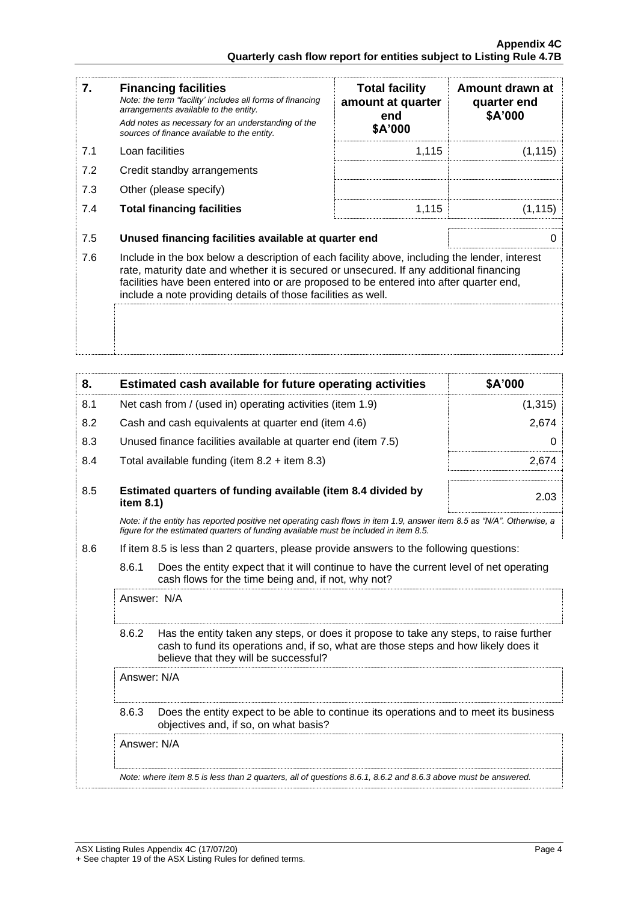| 7. | Financing facilities<br>*Note: the term "facility' includes all forms of financing arrangements available to the entity.*<br>*Add notes as necessary for an understanding of the sources of finance available to the entity.* | Total facility amount at quarter end<br>$A'000 | Amount drawn at quarter end<br>$A'000 |
|---|---|---|---|
| 7.1 | Loan facilities | 1,115 | (1,115) |
| 7.2 | Credit standby arrangements | | |
| 7.3 | Other (please specify) | | |
| 7.4 | **Total financing facilities** | 1,115 | (1,115) |

| | | |
|---|---|---|
| 7.5 | **Unused financing facilities available at quarter end** | 0 |
| 7.6 | Include in the box below a description of each facility above, including the lender, interest rate, maturity date and whether it is secured or unsecured. If any additional financing facilities have been entered into or are proposed to be entered into after quarter end, include a note providing details of those facilities as well. | |

| 8. | Estimated cash available for future operating activities | $A'000 |
|---|---|---|
| 8.1 | Net cash from / (used in) operating activities (item 1.9) | (1,315) |
| 8.2 | Cash and cash equivalents at quarter end (item 4.6) | 2,674 |
| 8.3 | Unused finance facilities available at quarter end (item 7.5) | 0 |
| 8.4 | Total available funding (item 8.2 + item 8.3) | 2,674 |
| 8.5 | **Estimated quarters of funding available (item 8.4 divided by item 8.1)** | 2.03 |

*Note: if the entity has reported positive net operating cash flows in item 1.9, answer item 8.5 as "N/A". Otherwise, a figure for the estimated quarters of funding available must be included in item 8.5.*

8.6 If item 8.5 is less than 2 quarters, please provide answers to the following questions:

8.6.1 Does the entity expect that it will continue to have the current level of net operating cash flows for the time being and, if not, why not?

Answer: N/A

8.6.2 Has the entity taken any steps, or does it propose to take any steps, to raise further cash to fund its operations and, if so, what are those steps and how likely does it believe that they will be successful?

Answer: N/A

8.6.3 Does the entity expect to be able to continue its operations and to meet its business objectives and, if so, on what basis?

Answer: N/A

*Note: where item 8.5 is less than 2 quarters, all of questions 8.6.1, 8.6.2 and 8.6.3 above must be answered.*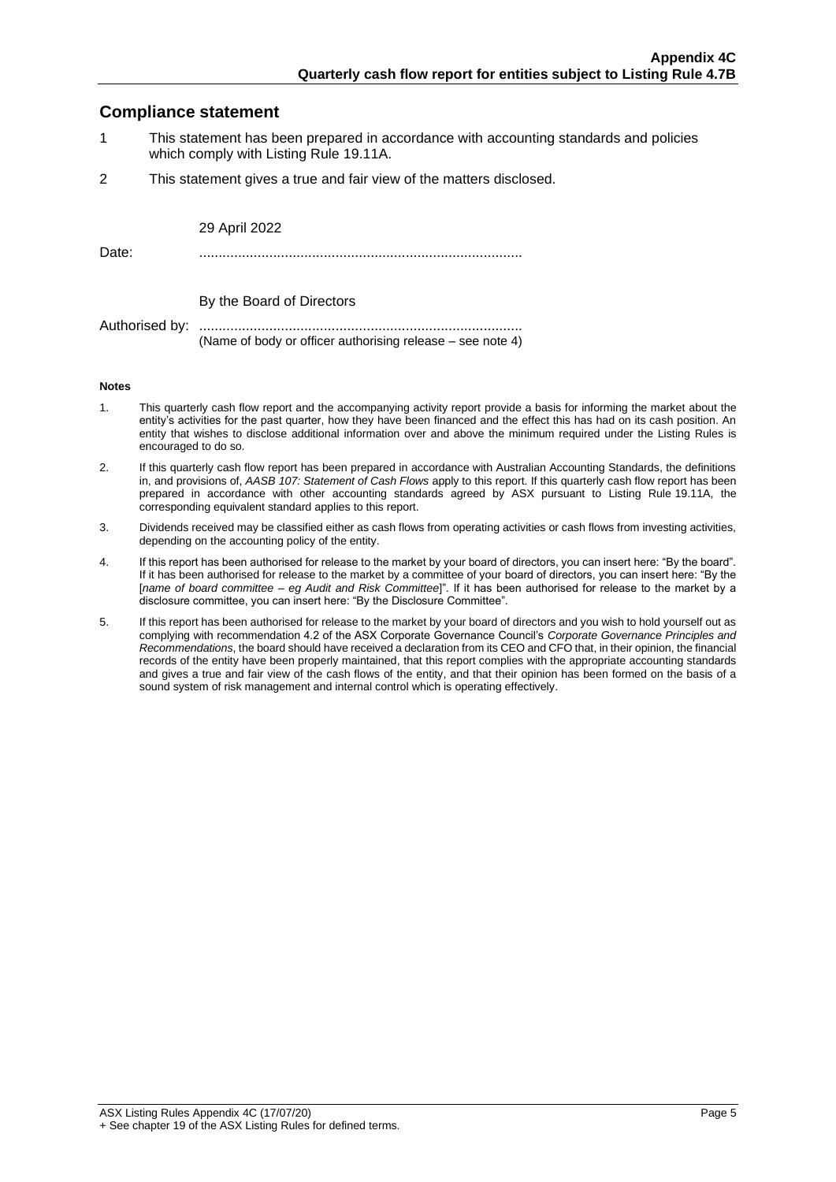## Compliance statement

1 This statement has been prepared in accordance with accounting standards and policies which comply with Listing Rule 19.11A.

2 This statement gives a true and fair view of the matters disclosed.

Date: 29 April 2022

Authorised by: By the Board of Directors
(Name of body or officer authorising release – see note 4)

**Notes**

1. This quarterly cash flow report and the accompanying activity report provide a basis for informing the market about the entity's activities for the past quarter, how they have been financed and the effect this has had on its cash position. An entity that wishes to disclose additional information over and above the minimum required under the Listing Rules is encouraged to do so.

2. If this quarterly cash flow report has been prepared in accordance with Australian Accounting Standards, the definitions in, and provisions of, *AASB 107: Statement of Cash Flows* apply to this report. If this quarterly cash flow report has been prepared in accordance with other accounting standards agreed by ASX pursuant to Listing Rule 19.11A, the corresponding equivalent standard applies to this report.

3. Dividends received may be classified either as cash flows from operating activities or cash flows from investing activities, depending on the accounting policy of the entity.

4. If this report has been authorised for release to the market by your board of directors, you can insert here: "By the board". If it has been authorised for release to the market by a committee of your board of directors, you can insert here: "By the [*name of board committee – eg Audit and Risk Committee*]". If it has been authorised for release to the market by a disclosure committee, you can insert here: "By the Disclosure Committee".

5. If this report has been authorised for release to the market by your board of directors and you wish to hold yourself out as complying with recommendation 4.2 of the ASX Corporate Governance Council's *Corporate Governance Principles and Recommendations*, the board should have received a declaration from its CEO and CFO that, in their opinion, the financial records of the entity have been properly maintained, that this report complies with the appropriate accounting standards and gives a true and fair view of the cash flows of the entity, and that their opinion has been formed on the basis of a sound system of risk management and internal control which is operating effectively.